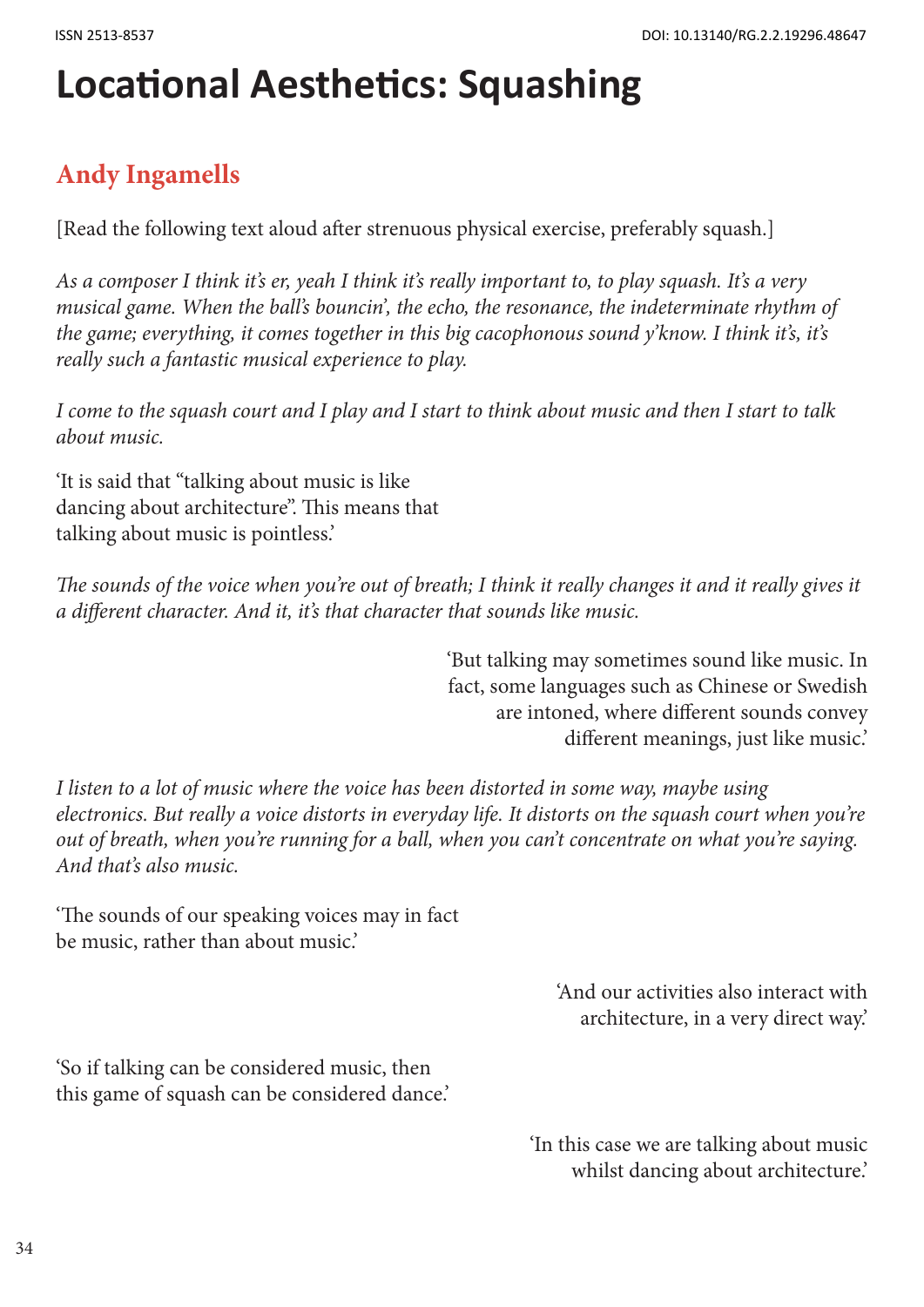# Locational Aesthetics: Squashing

## Andy Ingamells

[Read the following text aloud after strenuous physical exercise, preferably squash.]

*As a composer I think it's er, yeah I think it's really important to, to play squash. It's a very musical game. When the ball's bouncin', the echo, the resonance, the indeterminate rhythm of the game; everything, it comes together in this big cacophonous sound y'know. I think it's, it's really such a fantastic musical experience to play.*

*I come to the squash court and I play and I start to think about music and then I start to talk about music.*

'It is said that "talking about music is like dancing about architecture". This means that talking about music is pointless.'

*The sounds of the voice when you're out of breath; I think it really changes it and it really gives it a different character. And it, it's that character that sounds like music.*

'But talking may sometimes sound like music. In fact, some languages such as Chinese or Swedish are intoned, where different sounds convey different meanings, just like music.'

*I listen to a lot of music where the voice has been distorted in some way, maybe using electronics. But really a voice distorts in everyday life. It distorts on the squash court when you're out of breath, when you're running for a ball, when you can't concentrate on what you're saying. And that's also music.*

'The sounds of our speaking voices may in fact be music, rather than about music.'

'And our activities also interact with architecture, in a very direct way.'

'So if talking can be considered music, then this game of squash can be considered dance.'

'In this case we are talking about music whilst dancing about architecture.'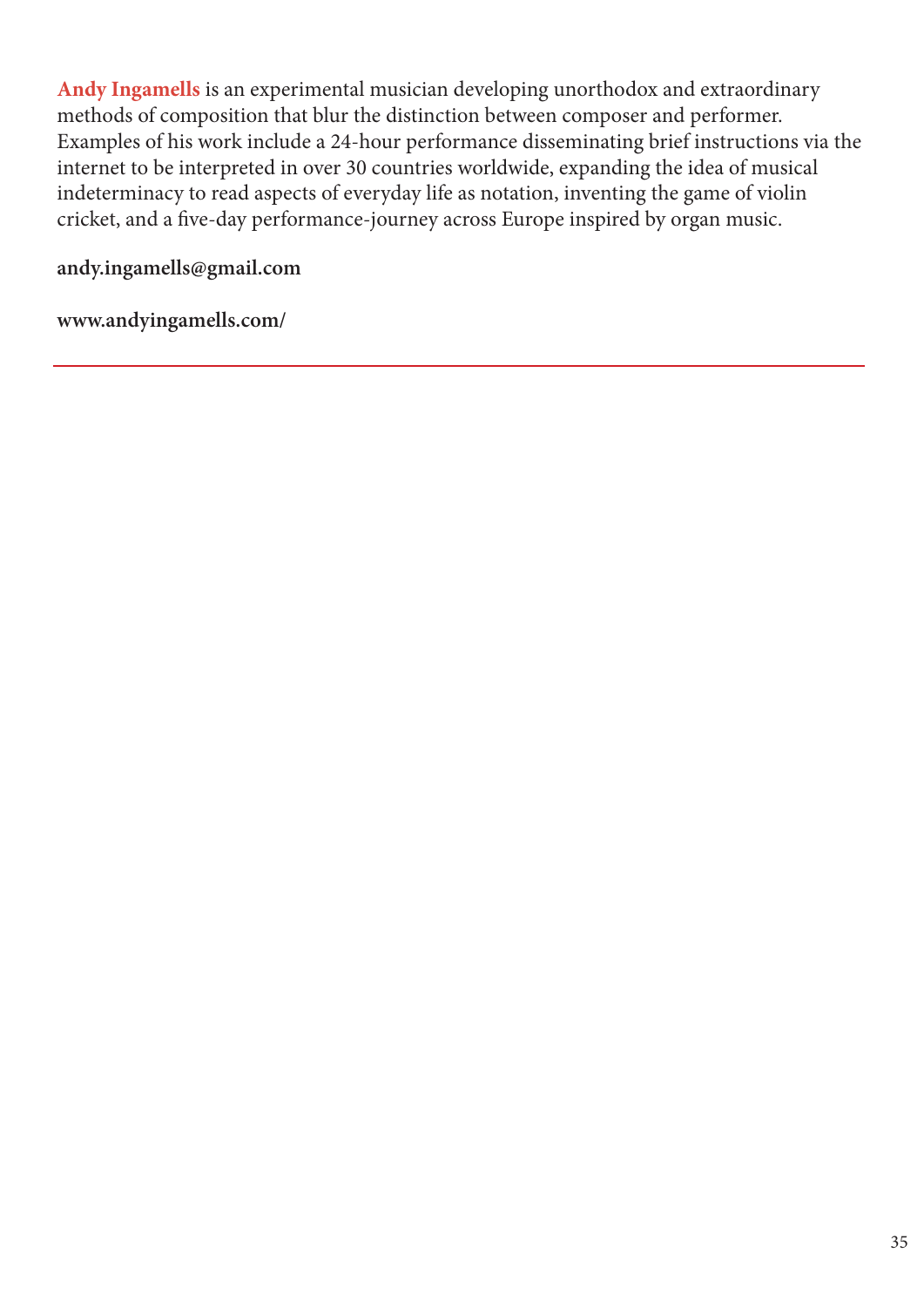**Andy Ingamells** is an experimental musician developing unorthodox and extraordinary methods of composition that blur the distinction between composer and performer. Examples of his work include a 24-hour performance disseminating brief instructions via the internet to be interpreted in over 30 countries worldwide, expanding the idea of musical indeterminacy to read aspects of everyday life as notation, inventing the game of violin cricket, and a five-day performance-journey across Europe inspired by organ music.

**andy.ingamells@gmail.com**

**www.andyingamells.com/**

---